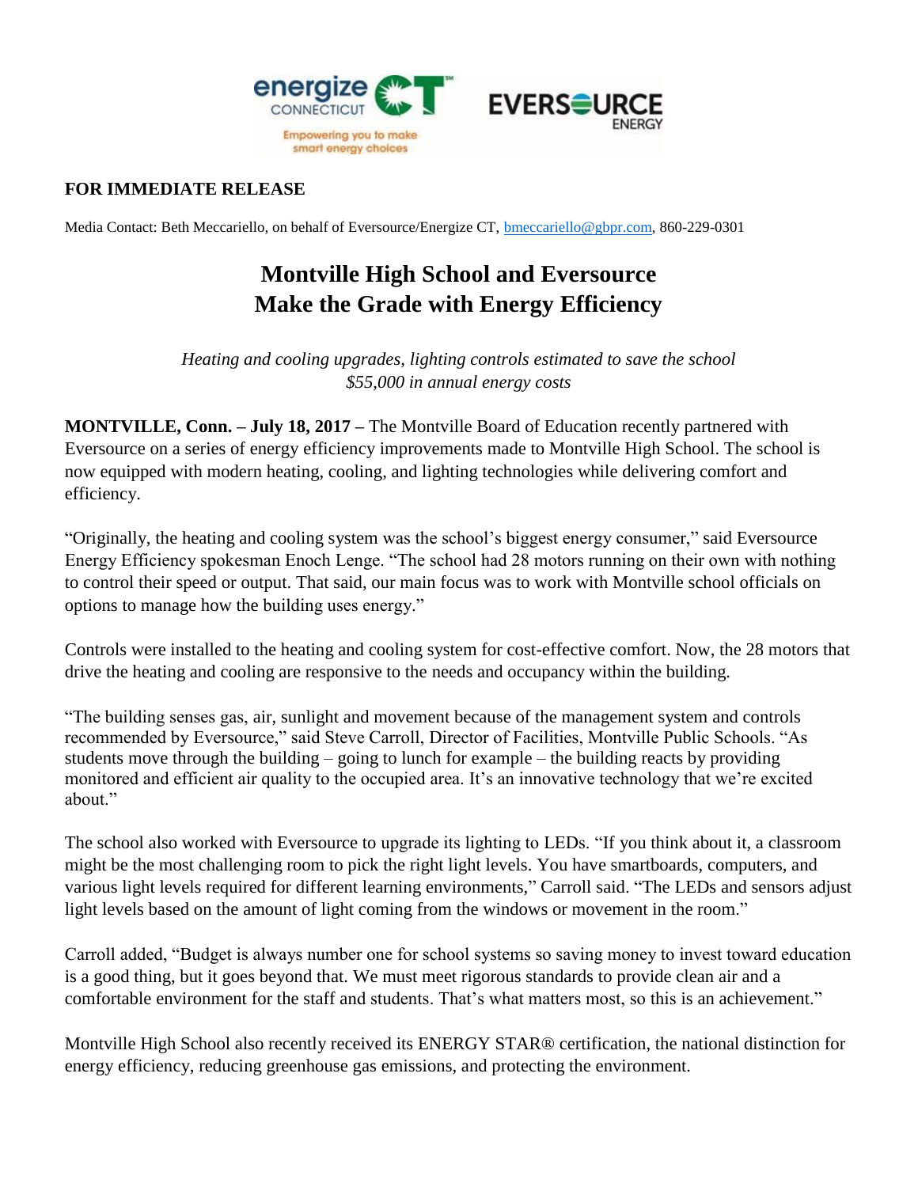energize CONNECTICUT CT℠

Empowering you to make smart energy choices

EVERSOURCE ENERGY

**FOR IMMEDIATE RELEASE**

Media Contact: Beth Meccariello, on behalf of Eversource/Energize CT, bmeccariello@gbpr.com, 860-229-0301

# Montville High School and Eversource Make the Grade with Energy Efficiency

*Heating and cooling upgrades, lighting controls estimated to save the school $55,000 in annual energy costs*

**MONTVILLE, Conn. – July 18, 2017 –** The Montville Board of Education recently partnered with Eversource on a series of energy efficiency improvements made to Montville High School. The school is now equipped with modern heating, cooling, and lighting technologies while delivering comfort and efficiency.

"Originally, the heating and cooling system was the school's biggest energy consumer," said Eversource Energy Efficiency spokesman Enoch Lenge. "The school had 28 motors running on their own with nothing to control their speed or output. That said, our main focus was to work with Montville school officials on options to manage how the building uses energy."

Controls were installed to the heating and cooling system for cost-effective comfort. Now, the 28 motors that drive the heating and cooling are responsive to the needs and occupancy within the building.

"The building senses gas, air, sunlight and movement because of the management system and controls recommended by Eversource," said Steve Carroll, Director of Facilities, Montville Public Schools. "As students move through the building – going to lunch for example – the building reacts by providing monitored and efficient air quality to the occupied area. It's an innovative technology that we're excited about."

The school also worked with Eversource to upgrade its lighting to LEDs. "If you think about it, a classroom might be the most challenging room to pick the right light levels. You have smartboards, computers, and various light levels required for different learning environments," Carroll said. "The LEDs and sensors adjust light levels based on the amount of light coming from the windows or movement in the room."

Carroll added, "Budget is always number one for school systems so saving money to invest toward education is a good thing, but it goes beyond that. We must meet rigorous standards to provide clean air and a comfortable environment for the staff and students. That's what matters most, so this is an achievement."

Montville High School also recently received its ENERGY STAR® certification, the national distinction for energy efficiency, reducing greenhouse gas emissions, and protecting the environment.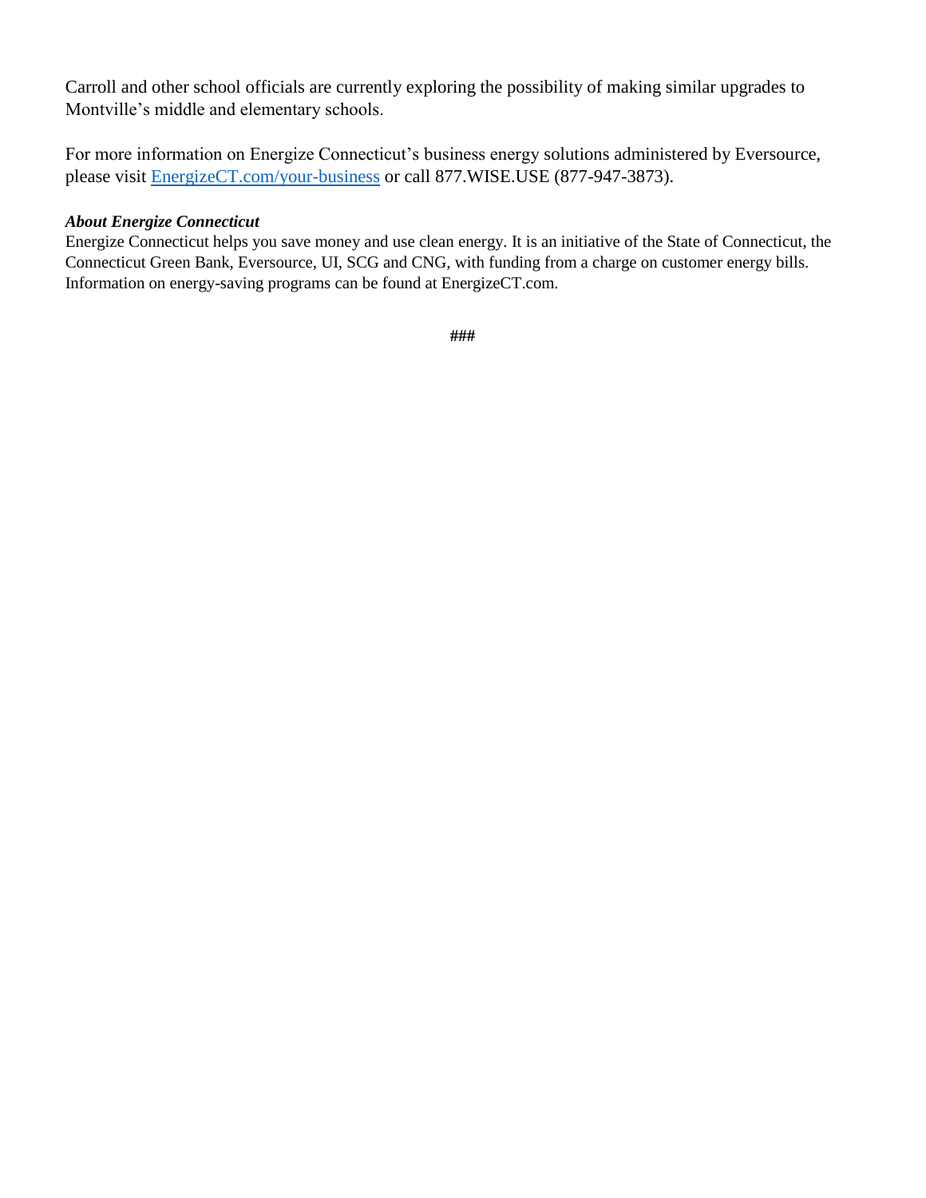Carroll and other school officials are currently exploring the possibility of making similar upgrades to Montville's middle and elementary schools.

For more information on Energize Connecticut's business energy solutions administered by Eversource, please visit [EnergizeCT.com/your-business](EnergizeCT.com/your-business) or call 877.WISE.USE (877-947-3873).

***About Energize Connecticut***

Energize Connecticut helps you save money and use clean energy. It is an initiative of the State of Connecticut, the Connecticut Green Bank, Eversource, UI, SCG and CNG, with funding from a charge on customer energy bills. Information on energy-saving programs can be found at EnergizeCT.com.

###